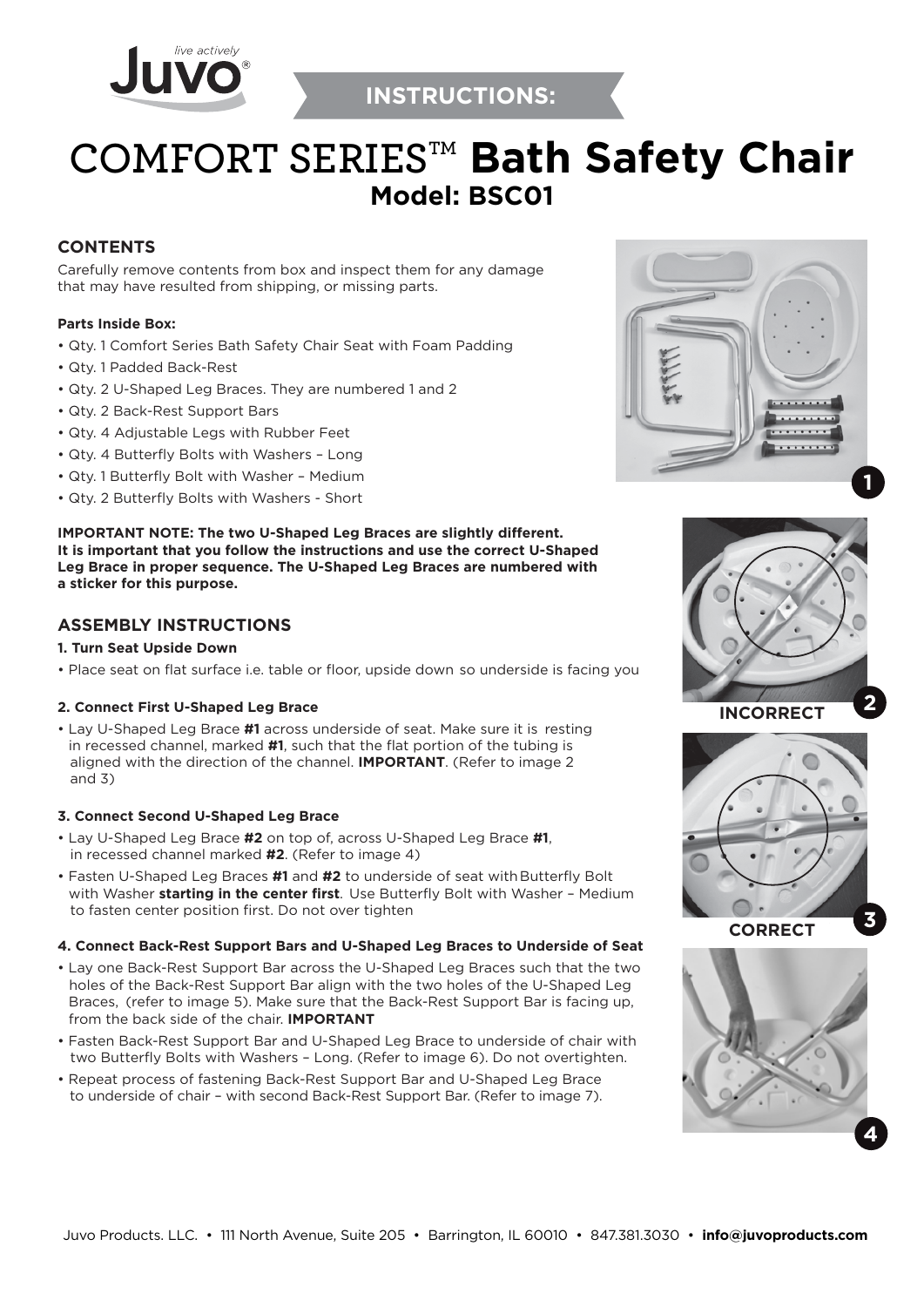INSTRUCTIONS:

# COMFORT SERIES™ **Bath Safety Chair**

## Model: BSC01

### CONTENTS

Carefully remove contents from box and inspect them for any damage that may have resulted from shipping, or missing parts.

**Parts Inside Box:**

- Qty. 1 Comfort Series Bath Safety Chair Seat with Foam Padding
- Qty. 1 Padded Back-Rest
- Qty. 2 U-Shaped Leg Braces. They are numbered 1 and 2
- Qty. 2 Back-Rest Support Bars
- Qty. 4 Adjustable Legs with Rubber Feet
- Qty. 4 Butterfly Bolts with Washers – Long
- Qty. 1 Butterfly Bolt with Washer – Medium
- Qty. 2 Butterfly Bolts with Washers - Short

**IMPORTANT NOTE: The two U-Shaped Leg Braces are slightly different. It is important that you follow the instructions and use the correct U-Shaped Leg Brace in proper sequence. The U-Shaped Leg Braces are numbered with a sticker for this purpose.**

1

INCORRECT 2

CORRECT 3

4

### ASSEMBLY INSTRUCTIONS

**1. Turn Seat Upside Down**

- Place seat on flat surface i.e. table or floor, upside down so underside is facing you

**2. Connect First U-Shaped Leg Brace**

- Lay U-Shaped Leg Brace **#1** across underside of seat. Make sure it is resting in recessed channel, marked **#1**, such that the flat portion of the tubing is aligned with the direction of the channel. **IMPORTANT**. (Refer to image 2 and 3)

**3. Connect Second U-Shaped Leg Brace**

- Lay U-Shaped Leg Brace **#2** on top of, across U-Shaped Leg Brace **#1**, in recessed channel marked **#2**. (Refer to image 4)
- Fasten U-Shaped Leg Braces **#1** and **#2** to underside of seat with Butterfly Bolt with Washer **starting in the center first**. Use Butterfly Bolt with Washer – Medium to fasten center position first. Do not over tighten

**4. Connect Back-Rest Support Bars and U-Shaped Leg Braces to Underside of Seat**

- Lay one Back-Rest Support Bar across the U-Shaped Leg Braces such that the two holes of the Back-Rest Support Bar align with the two holes of the U-Shaped Leg Braces, (refer to image 5). Make sure that the Back-Rest Support Bar is facing up, from the back side of the chair. **IMPORTANT**
- Fasten Back-Rest Support Bar and U-Shaped Leg Brace to underside of chair with two Butterfly Bolts with Washers – Long. (Refer to image 6). Do not overtighten.
- Repeat process of fastening Back-Rest Support Bar and U-Shaped Leg Brace to underside of chair – with second Back-Rest Support Bar. (Refer to image 7).

Juvo Products. LLC. • 111 North Avenue, Suite 205 • Barrington, IL 60010 • 847.381.3030 • **info@juvoproducts.com**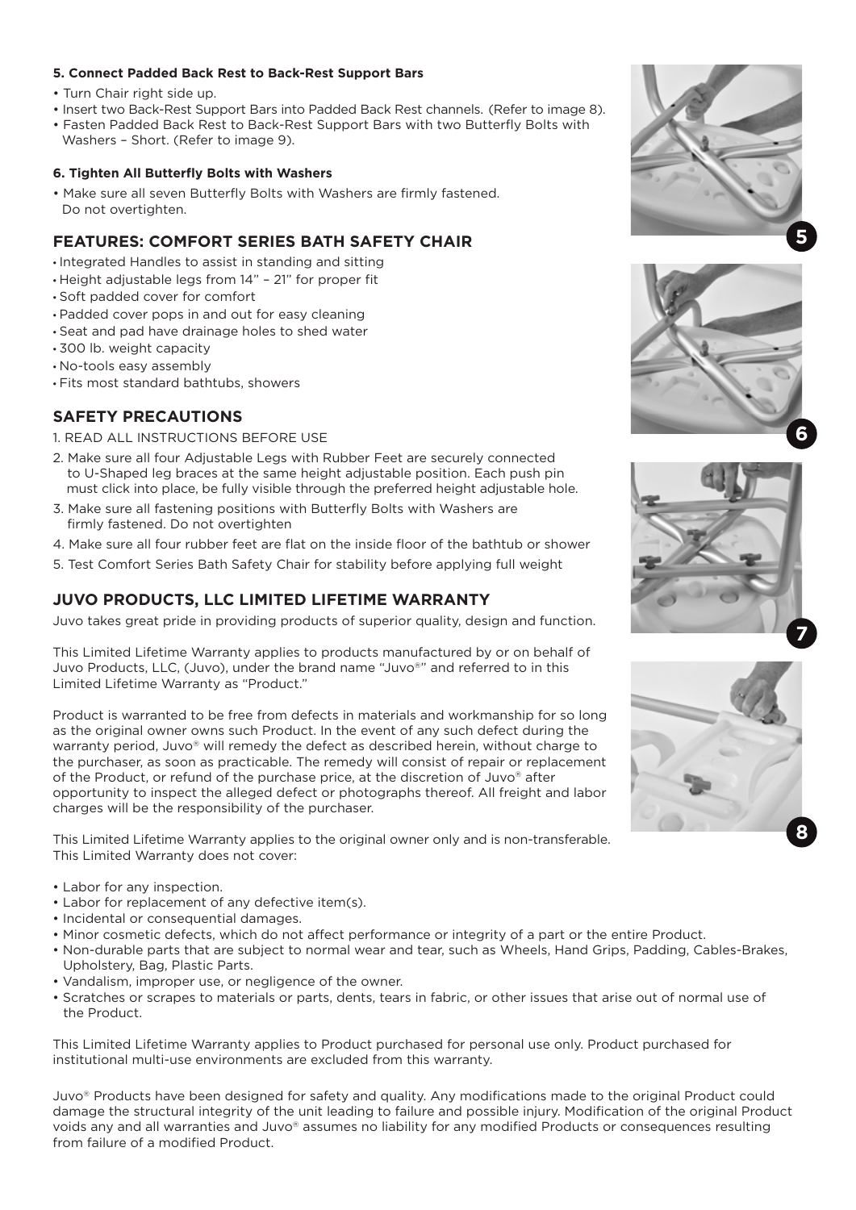**5. Connect Padded Back Rest to Back-Rest Support Bars**

- Turn Chair right side up.
- Insert two Back-Rest Support Bars into Padded Back Rest channels. (Refer to image 8).
- Fasten Padded Back Rest to Back-Rest Support Bars with two Butterfly Bolts with Washers – Short. (Refer to image 9).

**6. Tighten All Butterfly Bolts with Washers**

- Make sure all seven Butterfly Bolts with Washers are firmly fastened. Do not overtighten.

## FEATURES: COMFORT SERIES BATH SAFETY CHAIR

- Integrated Handles to assist in standing and sitting
- Height adjustable legs from 14" – 21" for proper fit
- Soft padded cover for comfort
- Padded cover pops in and out for easy cleaning
- Seat and pad have drainage holes to shed water
- 300 lb. weight capacity
- No-tools easy assembly
- Fits most standard bathtubs, showers

## SAFETY PRECAUTIONS

1. READ ALL INSTRUCTIONS BEFORE USE
2. Make sure all four Adjustable Legs with Rubber Feet are securely connected to U-Shaped leg braces at the same height adjustable position. Each push pin must click into place, be fully visible through the preferred height adjustable hole.
3. Make sure all fastening positions with Butterfly Bolts with Washers are firmly fastened. Do not overtighten
4. Make sure all four rubber feet are flat on the inside floor of the bathtub or shower
5. Test Comfort Series Bath Safety Chair for stability before applying full weight

## JUVO PRODUCTS, LLC LIMITED LIFETIME WARRANTY

Juvo takes great pride in providing products of superior quality, design and function.

This Limited Lifetime Warranty applies to products manufactured by or on behalf of Juvo Products, LLC, (Juvo), under the brand name "Juvo®" and referred to in this Limited Lifetime Warranty as "Product."

Product is warranted to be free from defects in materials and workmanship for so long as the original owner owns such Product. In the event of any such defect during the warranty period, Juvo® will remedy the defect as described herein, without charge to the purchaser, as soon as practicable. The remedy will consist of repair or replacement of the Product, or refund of the purchase price, at the discretion of Juvo® after opportunity to inspect the alleged defect or photographs thereof. All freight and labor charges will be the responsibility of the purchaser.

This Limited Lifetime Warranty applies to the original owner only and is non-transferable. This Limited Warranty does not cover:

- Labor for any inspection.
- Labor for replacement of any defective item(s).
- Incidental or consequential damages.
- Minor cosmetic defects, which do not affect performance or integrity of a part or the entire Product.
- Non-durable parts that are subject to normal wear and tear, such as Wheels, Hand Grips, Padding, Cables-Brakes, Upholstery, Bag, Plastic Parts.
- Vandalism, improper use, or negligence of the owner.
- Scratches or scrapes to materials or parts, dents, tears in fabric, or other issues that arise out of normal use of the Product.

This Limited Lifetime Warranty applies to Product purchased for personal use only. Product purchased for institutional multi-use environments are excluded from this warranty.

Juvo® Products have been designed for safety and quality. Any modifications made to the original Product could damage the structural integrity of the unit leading to failure and possible injury. Modification of the original Product voids any and all warranties and Juvo® assumes no liability for any modified Products or consequences resulting from failure of a modified Product.

5

6

7

8